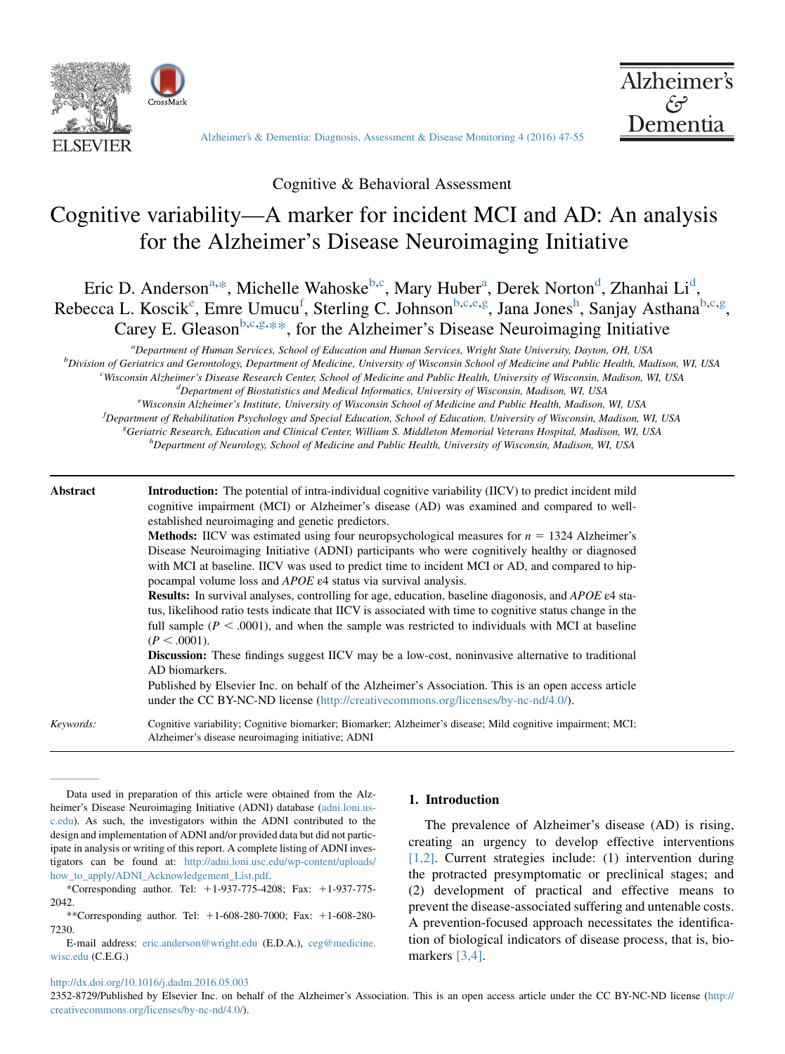Cognitive & Behavioral Assessment

# Cognitive variability—A marker for incident MCI and AD: An analysis for the Alzheimer's Disease Neuroimaging Initiative

Eric D. Anderson[a,*], Michelle Wahoske[b,c], Mary Huber[a], Derek Norton[d], Zhanhai Li[d], Rebecca L. Koscik[e], Emre Umucu[f], Sterling C. Johnson[b,c,e,g], Jana Jones[h], Sanjay Asthana[b,c,g], Carey E. Gleason[b,c,g,**], for the Alzheimer's Disease Neuroimaging Initiative

[a]Department of Human Services, School of Education and Human Services, Wright State University, Dayton, OH, USA
[b]Division of Geriatrics and Gerontology, Department of Medicine, University of Wisconsin School of Medicine and Public Health, Madison, WI, USA
[c]Wisconsin Alzheimer's Disease Research Center, School of Medicine and Public Health, University of Wisconsin, Madison, WI, USA
[d]Department of Biostatistics and Medical Informatics, University of Wisconsin, Madison, WI, USA
[e]Wisconsin Alzheimer's Institute, University of Wisconsin School of Medicine and Public Health, Madison, WI, USA
[f]Department of Rehabilitation Psychology and Special Education, School of Education, University of Wisconsin, Madison, WI, USA
[g]Geriatric Research, Education and Clinical Center, William S. Middleton Memorial Veterans Hospital, Madison, WI, USA
[h]Department of Neurology, School of Medicine and Public Health, University of Wisconsin, Madison, WI, USA

**Abstract**

**Introduction:** The potential of intra-individual cognitive variability (IICV) to predict incident mild cognitive impairment (MCI) or Alzheimer's disease (AD) was examined and compared to well-established neuroimaging and genetic predictors.

**Methods:** IICV was estimated using four neuropsychological measures for $n = 1324$ Alzheimer's Disease Neuroimaging Initiative (ADNI) participants who were cognitively healthy or diagnosed with MCI at baseline. IICV was used to predict time to incident MCI or AD, and compared to hippocampal volume loss and *APOE* ε4 status via survival analysis.

**Results:** In survival analyses, controlling for age, education, baseline diagonosis, and *APOE* ε4 status, likelihood ratio tests indicate that IICV is associated with time to cognitive status change in the full sample ($P < .0001$), and when the sample was restricted to individuals with MCI at baseline ($P < .0001$).

**Discussion:** These findings suggest IICV may be a low-cost, noninvasive alternative to traditional AD biomarkers.

Published by Elsevier Inc. on behalf of the Alzheimer's Association. This is an open access article under the CC BY-NC-ND license (http://creativecommons.org/licenses/by-nc-nd/4.0/).

*Keywords:* Cognitive variability; Cognitive biomarker; Biomarker; Alzheimer's disease; Mild cognitive impairment; MCI; Alzheimer's disease neuroimaging initiative; ADNI

Data used in preparation of this article were obtained from the Alzheimer's Disease Neuroimaging Initiative (ADNI) database (adni.loni.usc.edu). As such, the investigators within the ADNI contributed to the design and implementation of ADNI and/or provided data but did not participate in analysis or writing of this report. A complete listing of ADNI investigators can be found at: http://adni.loni.usc.edu/wp-content/uploads/how_to_apply/ADNI_Acknowledgement_List.pdf.

*Corresponding author. Tel: +1-937-775-4208; Fax: +1-937-775-2042.

**Corresponding author. Tel: +1-608-280-7000; Fax: +1-608-280-7230.

E-mail address: eric.anderson@wright.edu (E.D.A.), ceg@medicine.wisc.edu (C.E.G.)

## 1. Introduction

The prevalence of Alzheimer's disease (AD) is rising, creating an urgency to develop effective interventions [1,2]. Current strategies include: (1) intervention during the protracted presymptomatic or preclinical stages; and (2) development of practical and effective means to prevent the disease-associated suffering and untenable costs. A prevention-focused approach necessitates the identification of biological indicators of disease process, that is, biomarkers [3,4].

http://dx.doi.org/10.1016/j.dadm.2016.05.003

2352-8729/Published by Elsevier Inc. on behalf of the Alzheimer's Association. This is an open access article under the CC BY-NC-ND license (http://creativecommons.org/licenses/by-nc-nd/4.0/).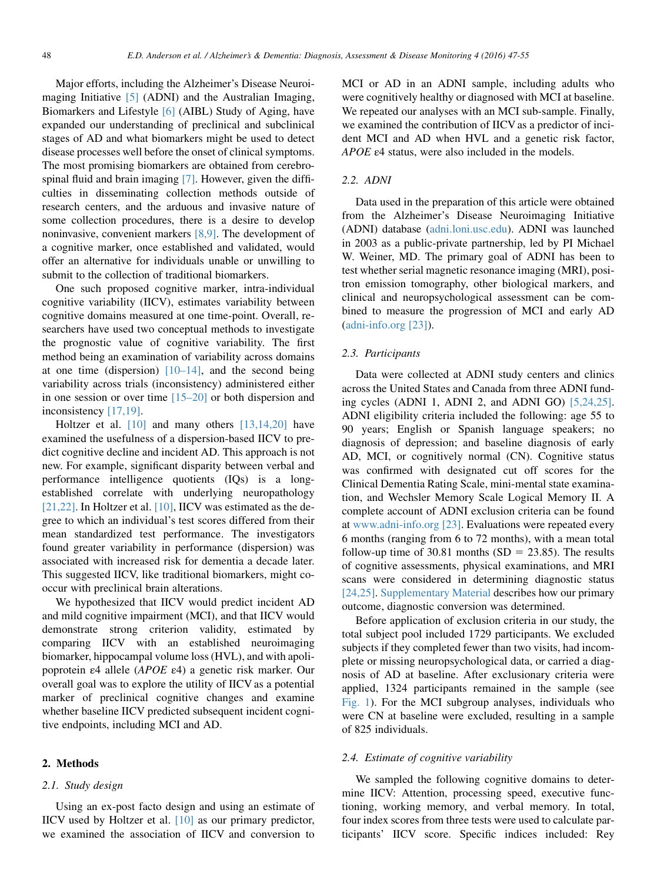Major efforts, including the Alzheimer's Disease Neuroimaging Initiative [5] (ADNI) and the Australian Imaging, Biomarkers and Lifestyle [6] (AIBL) Study of Aging, have expanded our understanding of preclinical and subclinical stages of AD and what biomarkers might be used to detect disease processes well before the onset of clinical symptoms. The most promising biomarkers are obtained from cerebrospinal fluid and brain imaging [7]. However, given the difficulties in disseminating collection methods outside of research centers, and the arduous and invasive nature of some collection procedures, there is a desire to develop noninvasive, convenient markers [8,9]. The development of a cognitive marker, once established and validated, would offer an alternative for individuals unable or unwilling to submit to the collection of traditional biomarkers.

One such proposed cognitive marker, intra-individual cognitive variability (IICV), estimates variability between cognitive domains measured at one time-point. Overall, researchers have used two conceptual methods to investigate the prognostic value of cognitive variability. The first method being an examination of variability across domains at one time (dispersion) [10–14], and the second being variability across trials (inconsistency) administered either in one session or over time [15–20] or both dispersion and inconsistency [17,19].

Holtzer et al. [10] and many others [13,14,20] have examined the usefulness of a dispersion-based IICV to predict cognitive decline and incident AD. This approach is not new. For example, significant disparity between verbal and performance intelligence quotients (IQs) is a long-established correlate with underlying neuropathology [21,22]. In Holtzer et al. [10], IICV was estimated as the degree to which an individual's test scores differed from their mean standardized test performance. The investigators found greater variability in performance (dispersion) was associated with increased risk for dementia a decade later. This suggested IICV, like traditional biomarkers, might co-occur with preclinical brain alterations.

We hypothesized that IICV would predict incident AD and mild cognitive impairment (MCI), and that IICV would demonstrate strong criterion validity, estimated by comparing IICV with an established neuroimaging biomarker, hippocampal volume loss (HVL), and with apolipoprotein ε4 allele (*APOE* ε4) a genetic risk marker. Our overall goal was to explore the utility of IICV as a potential marker of preclinical cognitive changes and examine whether baseline IICV predicted subsequent incident cognitive endpoints, including MCI and AD.

## 2. Methods

### 2.1. Study design

Using an ex-post facto design and using an estimate of IICV used by Holtzer et al. [10] as our primary predictor, we examined the association of IICV and conversion to MCI or AD in an ADNI sample, including adults who were cognitively healthy or diagnosed with MCI at baseline. We repeated our analyses with an MCI sub-sample. Finally, we examined the contribution of IICV as a predictor of incident MCI and AD when HVL and a genetic risk factor, *APOE* ε4 status, were also included in the models.

### 2.2. ADNI

Data used in the preparation of this article were obtained from the Alzheimer's Disease Neuroimaging Initiative (ADNI) database (adni.loni.usc.edu). ADNI was launched in 2003 as a public-private partnership, led by PI Michael W. Weiner, MD. The primary goal of ADNI has been to test whether serial magnetic resonance imaging (MRI), positron emission tomography, other biological markers, and clinical and neuropsychological assessment can be combined to measure the progression of MCI and early AD (adni-info.org [23]).

### 2.3. Participants

Data were collected at ADNI study centers and clinics across the United States and Canada from three ADNI funding cycles (ADNI 1, ADNI 2, and ADNI GO) [5,24,25]. ADNI eligibility criteria included the following: age 55 to 90 years; English or Spanish language speakers; no diagnosis of depression; and baseline diagnosis of early AD, MCI, or cognitively normal (CN). Cognitive status was confirmed with designated cut off scores for the Clinical Dementia Rating Scale, mini-mental state examination, and Wechsler Memory Scale Logical Memory II. A complete account of ADNI exclusion criteria can be found at www.adni-info.org [23]. Evaluations were repeated every 6 months (ranging from 6 to 72 months), with a mean total follow-up time of 30.81 months (SD = 23.85). The results of cognitive assessments, physical examinations, and MRI scans were considered in determining diagnostic status [24,25]. Supplementary Material describes how our primary outcome, diagnostic conversion was determined.

Before application of exclusion criteria in our study, the total subject pool included 1729 participants. We excluded subjects if they completed fewer than two visits, had incomplete or missing neuropsychological data, or carried a diagnosis of AD at baseline. After exclusionary criteria were applied, 1324 participants remained in the sample (see Fig. 1). For the MCI subgroup analyses, individuals who were CN at baseline were excluded, resulting in a sample of 825 individuals.

### 2.4. Estimate of cognitive variability

We sampled the following cognitive domains to determine IICV: Attention, processing speed, executive functioning, working memory, and verbal memory. In total, four index scores from three tests were used to calculate participants' IICV score. Specific indices included: Rey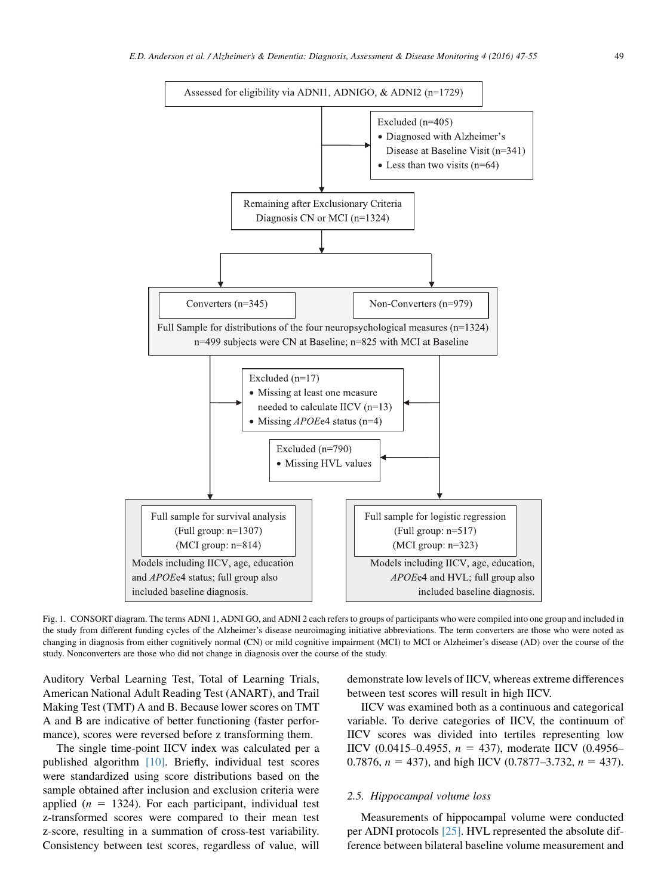Assessed for eligibility via ADNI1, ADNIGO, & ADNI2 (n=1729)

Excluded (n=405)
- Diagnosed with Alzheimer's Disease at Baseline Visit (n=341)
- Less than two visits (n=64)

Remaining after Exclusionary Criteria Diagnosis CN or MCI (n=1324)

Converters (n=345) | Non-Converters (n=979)

Full Sample for distributions of the four neuropsychological measures (n=1324)
n=499 subjects were CN at Baseline; n=825 with MCI at Baseline

Excluded (n=17)
- Missing at least one measure needed to calculate IICV (n=13)
- Missing *APOE*e4 status (n=4)

Excluded (n=790)
- Missing HVL values

Full sample for survival analysis (Full group: n=1307) (MCI group: n=814)
Models including IICV, age, education and *APOE*e4 status; full group also included baseline diagnosis.

Full sample for logistic regression (Full group: n=517) (MCI group: n=323)
Models including IICV, age, education, *APOE*e4 and HVL; full group also included baseline diagnosis.

Fig. 1. CONSORT diagram. The terms ADNI 1, ADNI GO, and ADNI 2 each refers to groups of participants who were compiled into one group and included in the study from different funding cycles of the Alzheimer's disease neuroimaging initiative abbreviations. The term converters are those who were noted as changing in diagnosis from either cognitively normal (CN) or mild cognitive impairment (MCI) to MCI or Alzheimer's disease (AD) over the course of the study. Nonconverters are those who did not change in diagnosis over the course of the study.

Auditory Verbal Learning Test, Total of Learning Trials, American National Adult Reading Test (ANART), and Trail Making Test (TMT) A and B. Because lower scores on TMT A and B are indicative of better functioning (faster performance), scores were reversed before z transforming them.

The single time-point IICV index was calculated per a published algorithm [10]. Briefly, individual test scores were standardized using score distributions based on the sample obtained after inclusion and exclusion criteria were applied ($n = 1324$). For each participant, individual test z-transformed scores were compared to their mean test z-score, resulting in a summation of cross-test variability. Consistency between test scores, regardless of value, will demonstrate low levels of IICV, whereas extreme differences between test scores will result in high IICV.

IICV was examined both as a continuous and categorical variable. To derive categories of IICV, the continuum of IICV scores was divided into tertiles representing low IICV (0.0415–0.4955, $n = 437$), moderate IICV (0.4956–0.7876, $n = 437$), and high IICV (0.7877–3.732, $n = 437$).

### 2.5. Hippocampal volume loss

Measurements of hippocampal volume were conducted per ADNI protocols [25]. HVL represented the absolute difference between bilateral baseline volume measurement and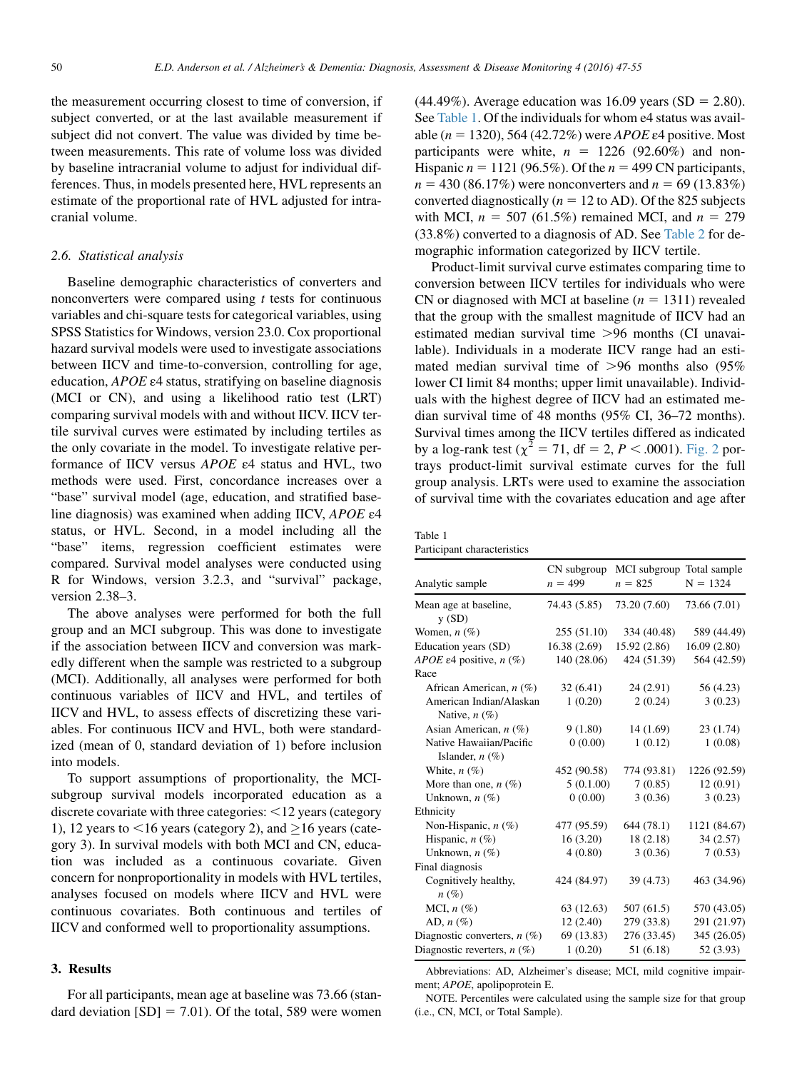the measurement occurring closest to time of conversion, if subject converted, or at the last available measurement if subject did not convert. The value was divided by time between measurements. This rate of volume loss was divided by baseline intracranial volume to adjust for individual differences. Thus, in models presented here, HVL represents an estimate of the proportional rate of HVL adjusted for intracranial volume.

### 2.6. Statistical analysis

Baseline demographic characteristics of converters and nonconverters were compared using *t* tests for continuous variables and chi-square tests for categorical variables, using SPSS Statistics for Windows, version 23.0. Cox proportional hazard survival models were used to investigate associations between IICV and time-to-conversion, controlling for age, education, *APOE* ε4 status, stratifying on baseline diagnosis (MCI or CN), and using a likelihood ratio test (LRT) comparing survival models with and without IICV. IICV tertile survival curves were estimated by including tertiles as the only covariate in the model. To investigate relative performance of IICV versus *APOE* ε4 status and HVL, two methods were used. First, concordance increases over a "base" survival model (age, education, and stratified baseline diagnosis) was examined when adding IICV, *APOE* ε4 status, or HVL. Second, in a model including all the "base" items, regression coefficient estimates were compared. Survival model analyses were conducted using R for Windows, version 3.2.3, and "survival" package, version 2.38–3.

The above analyses were performed for both the full group and an MCI subgroup. This was done to investigate if the association between IICV and conversion was markedly different when the sample was restricted to a subgroup (MCI). Additionally, all analyses were performed for both continuous variables of IICV and HVL, and tertiles of IICV and HVL, to assess effects of discretizing these variables. For continuous IICV and HVL, both were standardized (mean of 0, standard deviation of 1) before inclusion into models.

To support assumptions of proportionality, the MCI-subgroup survival models incorporated education as a discrete covariate with three categories: <12 years (category 1), 12 years to <16 years (category 2), and ≥16 years (category 3). In survival models with both MCI and CN, education was included as a continuous covariate. Given concern for nonproportionality in models with HVL tertiles, analyses focused on models where IICV and HVL were continuous covariates. Both continuous and tertiles of IICV and conformed well to proportionality assumptions.

## 3. Results

For all participants, mean age at baseline was 73.66 (standard deviation [SD] = 7.01). Of the total, 589 were women (44.49%). Average education was 16.09 years (SD = 2.80). See Table 1. Of the individuals for whom e4 status was available ($n = 1320$), 564 (42.72%) were *APOE* ε4 positive. Most participants were white, $n = 1226$ (92.60%) and non-Hispanic $n = 1121$ (96.5%). Of the $n = 499$ CN participants, $n = 430$ (86.17%) were nonconverters and $n = 69$ (13.83%) converted diagnostically ($n = 12$ to AD). Of the 825 subjects with MCI, $n = 507$ (61.5%) remained MCI, and $n = 279$ (33.8%) converted to a diagnosis of AD. See Table 2 for demographic information categorized by IICV tertile.

Product-limit survival curve estimates comparing time to conversion between IICV tertiles for individuals who were CN or diagnosed with MCI at baseline ($n = 1311$) revealed that the group with the smallest magnitude of IICV had an estimated median survival time >96 months (CI unavailable). Individuals in a moderate IICV range had an estimated median survival time of >96 months also (95% lower CI limit 84 months; upper limit unavailable). Individuals with the highest degree of IICV had an estimated median survival time of 48 months (95% CI, 36–72 months). Survival times among the IICV tertiles differed as indicated by a log-rank test ($\chi^2 = 71$, df = 2, $P < .0001$). Fig. 2 portrays product-limit survival estimate curves for the full group analysis. LRTs were used to examine the association of survival time with the covariates education and age after

Table 1
Participant characteristics

| Analytic sample | CN subgroup $n = 499$ | MCI subgroup $n = 825$ | Total sample N = 1324 |
|---|---|---|---|
| Mean age at baseline, y (SD) | 74.43 (5.85) | 73.20 (7.60) | 73.66 (7.01) |
| Women, *n* (%) | 255 (51.10) | 334 (40.48) | 589 (44.49) |
| Education years (SD) | 16.38 (2.69) | 15.92 (2.86) | 16.09 (2.80) |
| *APOE* ε4 positive, *n* (%) | 140 (28.06) | 424 (51.39) | 564 (42.59) |
| Race | | | |
| African American, *n* (%) | 32 (6.41) | 24 (2.91) | 56 (4.23) |
| American Indian/Alaskan Native, *n* (%) | 1 (0.20) | 2 (0.24) | 3 (0.23) |
| Asian American, *n* (%) | 9 (1.80) | 14 (1.69) | 23 (1.74) |
| Native Hawaiian/Pacific Islander, *n* (%) | 0 (0.00) | 1 (0.12) | 1 (0.08) |
| White, *n* (%) | 452 (90.58) | 774 (93.81) | 1226 (92.59) |
| More than one, *n* (%) | 5 (0.1.00) | 7 (0.85) | 12 (0.91) |
| Unknown, *n* (%) | 0 (0.00) | 3 (0.36) | 3 (0.23) |
| Ethnicity | | | |
| Non-Hispanic, *n* (%) | 477 (95.59) | 644 (78.1) | 1121 (84.67) |
| Hispanic, *n* (%) | 16 (3.20) | 18 (2.18) | 34 (2.57) |
| Unknown, *n* (%) | 4 (0.80) | 3 (0.36) | 7 (0.53) |
| Final diagnosis | | | |
| Cognitively healthy, *n* (%) | 424 (84.97) | 39 (4.73) | 463 (34.96) |
| MCI, *n* (%) | 63 (12.63) | 507 (61.5) | 570 (43.05) |
| AD, *n* (%) | 12 (2.40) | 279 (33.8) | 291 (21.97) |
| Diagnostic converters, *n* (%) | 69 (13.83) | 276 (33.45) | 345 (26.05) |
| Diagnostic reverters, *n* (%) | 1 (0.20) | 51 (6.18) | 52 (3.93) |

Abbreviations: AD, Alzheimer's disease; MCI, mild cognitive impairment; *APOE*, apolipoprotein E.

NOTE. Percentiles were calculated using the sample size for that group (i.e., CN, MCI, or Total Sample).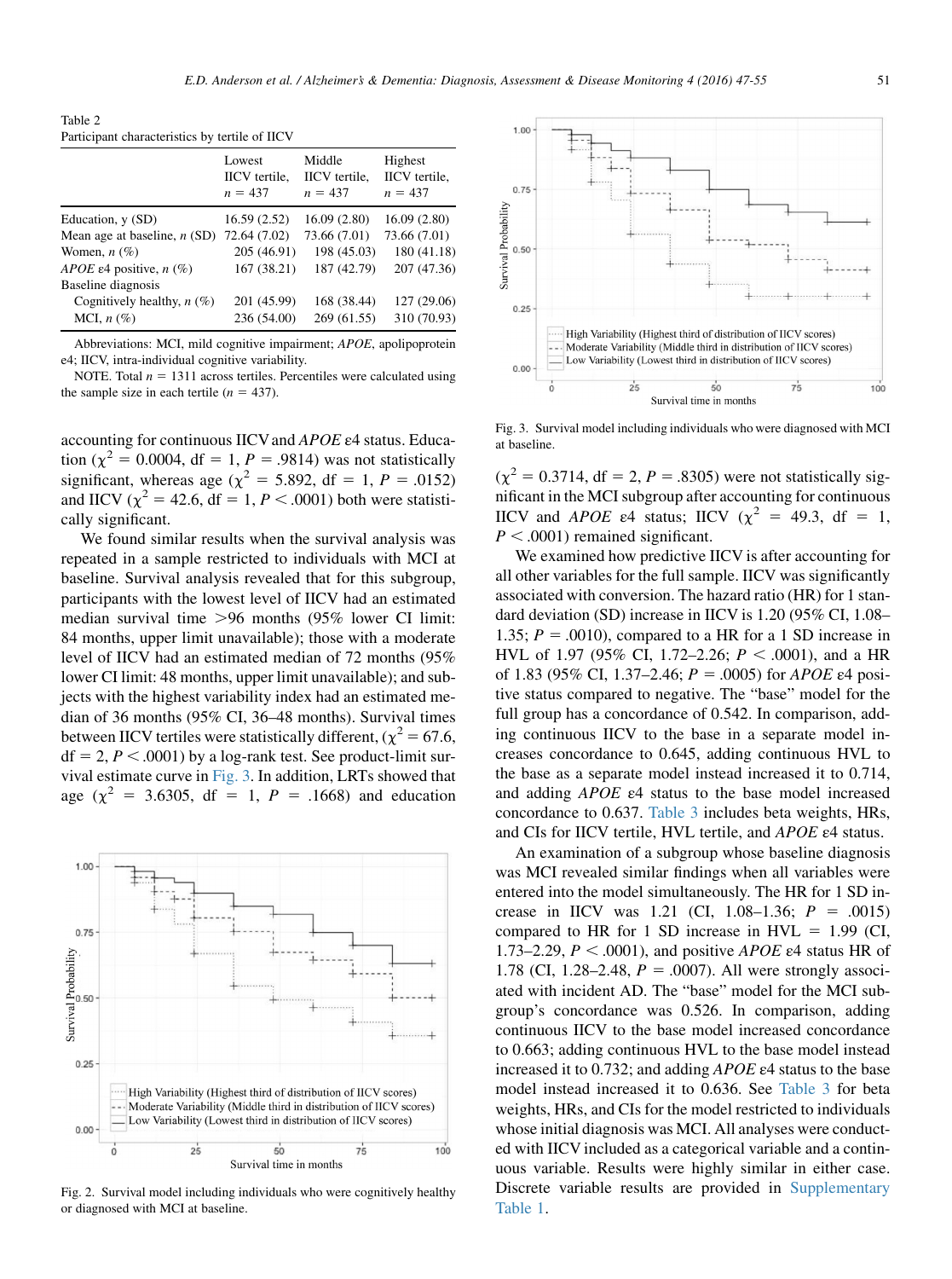Table 2
Participant characteristics by tertile of IICV

| | Lowest IICV tertile, n = 437 | Middle IICV tertile, n = 437 | Highest IICV tertile, n = 437 |
|---|---|---|---|
| Education, y (SD) | 16.59 (2.52) | 16.09 (2.80) | 16.09 (2.80) |
| Mean age at baseline, n (SD) | 72.64 (7.02) | 73.66 (7.01) | 73.66 (7.01) |
| Women, n (%) | 205 (46.91) | 198 (45.03) | 180 (41.18) |
| *APOE* ε4 positive, n (%) | 167 (38.21) | 187 (42.79) | 207 (47.36) |
| Baseline diagnosis | | | |
| Cognitively healthy, n (%) | 201 (45.99) | 168 (38.44) | 127 (29.06) |
| MCI, n (%) | 236 (54.00) | 269 (61.55) | 310 (70.93) |

Abbreviations: MCI, mild cognitive impairment; *APOE*, apolipoprotein e4; IICV, intra-individual cognitive variability.

NOTE. Total n = 1311 across tertiles. Percentiles were calculated using the sample size in each tertile (n = 437).

accounting for continuous IICV and *APOE* ε4 status. Education ($\chi^2$ = 0.0004, df = 1, P = .9814) was not statistically significant, whereas age ($\chi^2$ = 5.892, df = 1, P = .0152) and IICV ($\chi^2$ = 42.6, df = 1, P < .0001) both were statistically significant.

We found similar results when the survival analysis was repeated in a sample restricted to individuals with MCI at baseline. Survival analysis revealed that for this subgroup, participants with the lowest level of IICV had an estimated median survival time >96 months (95% lower CI limit: 84 months, upper limit unavailable); those with a moderate level of IICV had an estimated median of 72 months (95% lower CI limit: 48 months, upper limit unavailable); and subjects with the highest variability index had an estimated median of 36 months (95% CI, 36–48 months). Survival times between IICV tertiles were statistically different, ($\chi^2$ = 67.6, df = 2, P < .0001) by a log-rank test. See product-limit survival estimate curve in Fig. 3. In addition, LRTs showed that age ($\chi^2$ = 3.6305, df = 1, P = .1668) and education

Fig. 2. Survival model including individuals who were cognitively healthy or diagnosed with MCI at baseline.

Fig. 3. Survival model including individuals who were diagnosed with MCI at baseline.

($\chi^2$ = 0.3714, df = 2, P = .8305) were not statistically significant in the MCI subgroup after accounting for continuous IICV and *APOE* ε4 status; IICV ($\chi^2$ = 49.3, df = 1, P < .0001) remained significant.

We examined how predictive IICV is after accounting for all other variables for the full sample. IICV was significantly associated with conversion. The hazard ratio (HR) for 1 standard deviation (SD) increase in IICV is 1.20 (95% CI, 1.08–1.35; P = .0010), compared to a HR for a 1 SD increase in HVL of 1.97 (95% CI, 1.72–2.26; P < .0001), and a HR of 1.83 (95% CI, 1.37–2.46; P = .0005) for *APOE* ε4 positive status compared to negative. The "base" model for the full group has a concordance of 0.542. In comparison, adding continuous IICV to the base in a separate model increases concordance to 0.645, adding continuous HVL to the base as a separate model instead increased it to 0.714, and adding *APOE* ε4 status to the base model increased concordance to 0.637. Table 3 includes beta weights, HRs, and CIs for IICV tertile, HVL tertile, and *APOE* ε4 status.

An examination of a subgroup whose baseline diagnosis was MCI revealed similar findings when all variables were entered into the model simultaneously. The HR for 1 SD increase in IICV was 1.21 (CI, 1.08–1.36; P = .0015) compared to HR for 1 SD increase in HVL = 1.99 (CI, 1.73–2.29, P < .0001), and positive *APOE* ε4 status HR of 1.78 (CI, 1.28–2.48, P = .0007). All were strongly associated with incident AD. The "base" model for the MCI subgroup's concordance was 0.526. In comparison, adding continuous IICV to the base model increased concordance to 0.663; adding continuous HVL to the base model instead increased it to 0.732; and adding *APOE* ε4 status to the base model instead increased it to 0.636. See Table 3 for beta weights, HRs, and CIs for the model restricted to individuals whose initial diagnosis was MCI. All analyses were conducted with IICV included as a categorical variable and a continuous variable. Results were highly similar in either case. Discrete variable results are provided in Supplementary Table 1.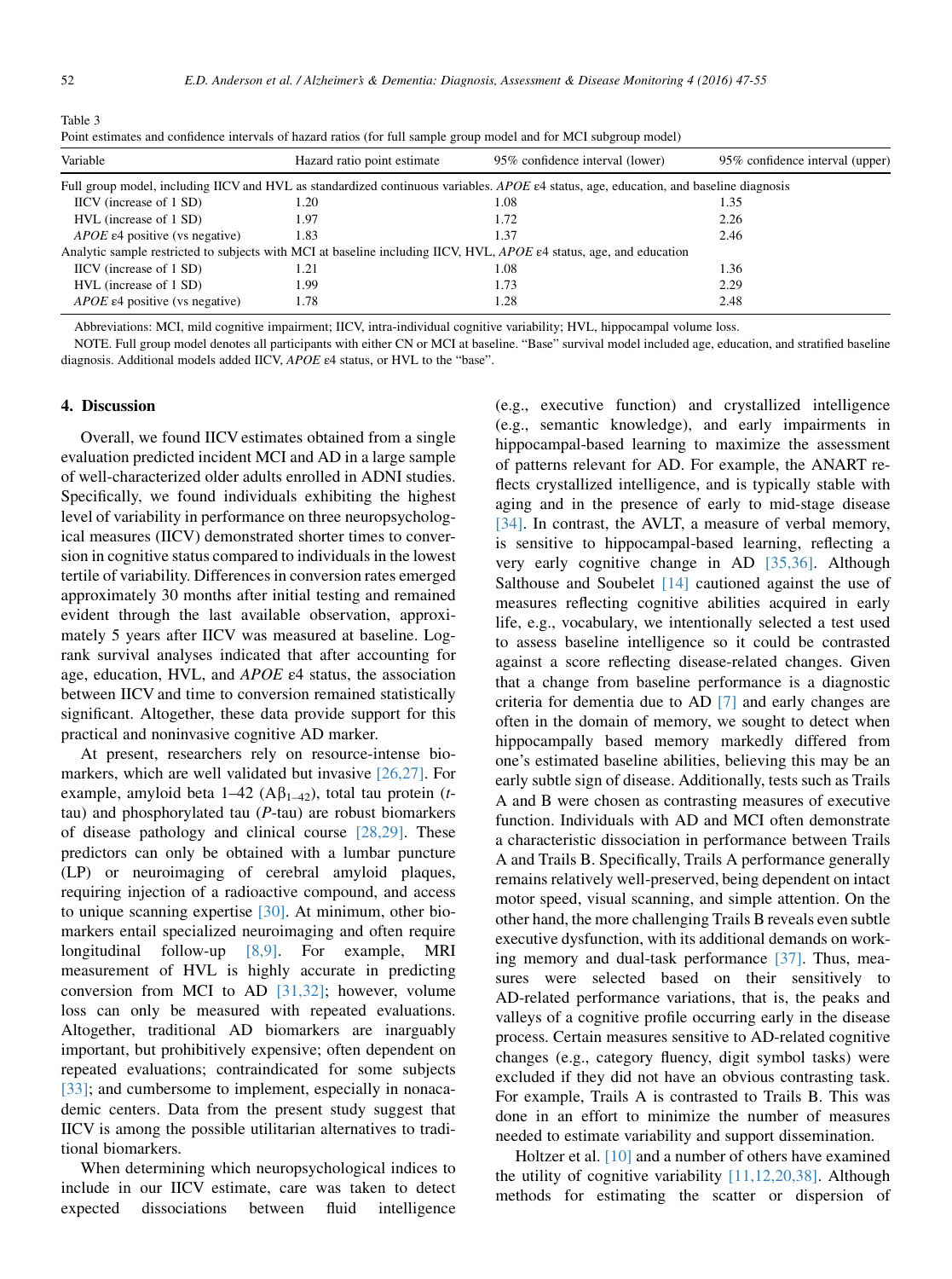Table 3
Point estimates and confidence intervals of hazard ratios (for full sample group model and for MCI subgroup model)

| Variable | Hazard ratio point estimate | 95% confidence interval (lower) | 95% confidence interval (upper) |
|---|---|---|---|
| Full group model, including IICV and HVL as standardized continuous variables. *APOE* ε4 status, age, education, and baseline diagnosis | | | |
| IICV (increase of 1 SD) | 1.20 | 1.08 | 1.35 |
| HVL (increase of 1 SD) | 1.97 | 1.72 | 2.26 |
| *APOE* ε4 positive (vs negative) | 1.83 | 1.37 | 2.46 |
| Analytic sample restricted to subjects with MCI at baseline including IICV, HVL, *APOE* ε4 status, age, and education | | | |
| IICV (increase of 1 SD) | 1.21 | 1.08 | 1.36 |
| HVL (increase of 1 SD) | 1.99 | 1.73 | 2.29 |
| *APOE* ε4 positive (vs negative) | 1.78 | 1.28 | 2.48 |

Abbreviations: MCI, mild cognitive impairment; IICV, intra-individual cognitive variability; HVL, hippocampal volume loss.

NOTE. Full group model denotes all participants with either CN or MCI at baseline. "Base" survival model included age, education, and stratified baseline diagnosis. Additional models added IICV, *APOE* ε4 status, or HVL to the "base".

## 4. Discussion

Overall, we found IICV estimates obtained from a single evaluation predicted incident MCI and AD in a large sample of well-characterized older adults enrolled in ADNI studies. Specifically, we found individuals exhibiting the highest level of variability in performance on three neuropsychological measures (IICV) demonstrated shorter times to conversion in cognitive status compared to individuals in the lowest tertile of variability. Differences in conversion rates emerged approximately 30 months after initial testing and remained evident through the last available observation, approximately 5 years after IICV was measured at baseline. Log-rank survival analyses indicated that after accounting for age, education, HVL, and *APOE* ε4 status, the association between IICV and time to conversion remained statistically significant. Altogether, these data provide support for this practical and noninvasive cognitive AD marker.

At present, researchers rely on resource-intense biomarkers, which are well validated but invasive [26,27]. For example, amyloid beta 1–42 ($A\beta_{1-42}$), total tau protein (*t*-tau) and phosphorylated tau (*P*-tau) are robust biomarkers of disease pathology and clinical course [28,29]. These predictors can only be obtained with a lumbar puncture (LP) or neuroimaging of cerebral amyloid plaques, requiring injection of a radioactive compound, and access to unique scanning expertise [30]. At minimum, other biomarkers entail specialized neuroimaging and often require longitudinal follow-up [8,9]. For example, MRI measurement of HVL is highly accurate in predicting conversion from MCI to AD [31,32]; however, volume loss can only be measured with repeated evaluations. Altogether, traditional AD biomarkers are inarguably important, but prohibitively expensive; often dependent on repeated evaluations; contraindicated for some subjects [33]; and cumbersome to implement, especially in nonacademic centers. Data from the present study suggest that IICV is among the possible utilitarian alternatives to traditional biomarkers.

When determining which neuropsychological indices to include in our IICV estimate, care was taken to detect expected dissociations between fluid intelligence (e.g., executive function) and crystallized intelligence (e.g., semantic knowledge), and early impairments in hippocampal-based learning to maximize the assessment of patterns relevant for AD. For example, the ANART reflects crystallized intelligence, and is typically stable with aging and in the presence of early to mid-stage disease [34]. In contrast, the AVLT, a measure of verbal memory, is sensitive to hippocampal-based learning, reflecting a very early cognitive change in AD [35,36]. Although Salthouse and Soubelet [14] cautioned against the use of measures reflecting cognitive abilities acquired in early life, e.g., vocabulary, we intentionally selected a test used to assess baseline intelligence so it could be contrasted against a score reflecting disease-related changes. Given that a change from baseline performance is a diagnostic criteria for dementia due to AD [7] and early changes are often in the domain of memory, we sought to detect when hippocampally based memory markedly differed from one's estimated baseline abilities, believing this may be an early subtle sign of disease. Additionally, tests such as Trails A and B were chosen as contrasting measures of executive function. Individuals with AD and MCI often demonstrate a characteristic dissociation in performance between Trails A and Trails B. Specifically, Trails A performance generally remains relatively well-preserved, being dependent on intact motor speed, visual scanning, and simple attention. On the other hand, the more challenging Trails B reveals even subtle executive dysfunction, with its additional demands on working memory and dual-task performance [37]. Thus, measures were selected based on their sensitively to AD-related performance variations, that is, the peaks and valleys of a cognitive profile occurring early in the disease process. Certain measures sensitive to AD-related cognitive changes (e.g., category fluency, digit symbol tasks) were excluded if they did not have an obvious contrasting task. For example, Trails A is contrasted to Trails B. This was done in an effort to minimize the number of measures needed to estimate variability and support dissemination.

Holtzer et al. [10] and a number of others have examined the utility of cognitive variability [11,12,20,38]. Although methods for estimating the scatter or dispersion of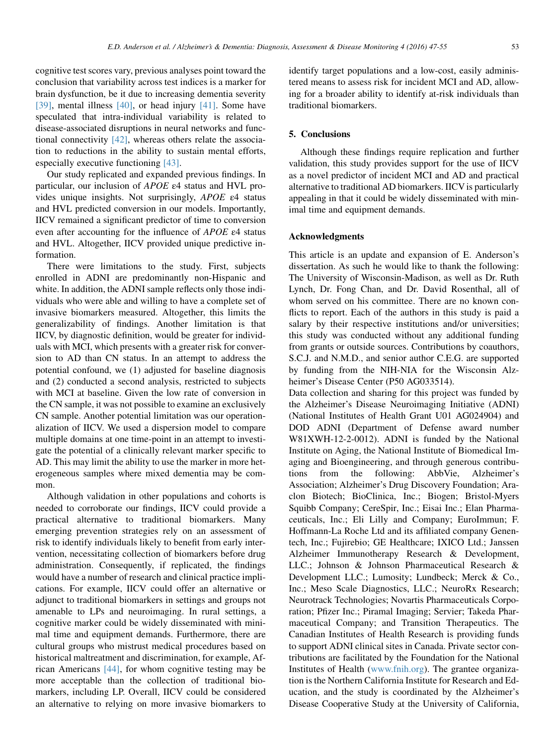cognitive test scores vary, previous analyses point toward the conclusion that variability across test indices is a marker for brain dysfunction, be it due to increasing dementia severity [39], mental illness [40], or head injury [41]. Some have speculated that intra-individual variability is related to disease-associated disruptions in neural networks and functional connectivity [42], whereas others relate the association to reductions in the ability to sustain mental efforts, especially executive functioning [43].

Our study replicated and expanded previous findings. In particular, our inclusion of *APOE* ε4 status and HVL provides unique insights. Not surprisingly, *APOE* ε4 status and HVL predicted conversion in our models. Importantly, IICV remained a significant predictor of time to conversion even after accounting for the influence of *APOE* ε4 status and HVL. Altogether, IICV provided unique predictive information.

There were limitations to the study. First, subjects enrolled in ADNI are predominantly non-Hispanic and white. In addition, the ADNI sample reflects only those individuals who were able and willing to have a complete set of invasive biomarkers measured. Altogether, this limits the generalizability of findings. Another limitation is that IICV, by diagnostic definition, would be greater for individuals with MCI, which presents with a greater risk for conversion to AD than CN status. In an attempt to address the potential confound, we (1) adjusted for baseline diagnosis and (2) conducted a second analysis, restricted to subjects with MCI at baseline. Given the low rate of conversion in the CN sample, it was not possible to examine an exclusively CN sample. Another potential limitation was our operationalization of IICV. We used a dispersion model to compare multiple domains at one time-point in an attempt to investigate the potential of a clinically relevant marker specific to AD. This may limit the ability to use the marker in more heterogeneous samples where mixed dementia may be common.

Although validation in other populations and cohorts is needed to corroborate our findings, IICV could provide a practical alternative to traditional biomarkers. Many emerging prevention strategies rely on an assessment of risk to identify individuals likely to benefit from early intervention, necessitating collection of biomarkers before drug administration. Consequently, if replicated, the findings would have a number of research and clinical practice implications. For example, IICV could offer an alternative or adjunct to traditional biomarkers in settings and groups not amenable to LPs and neuroimaging. In rural settings, a cognitive marker could be widely disseminated with minimal time and equipment demands. Furthermore, there are cultural groups who mistrust medical procedures based on historical maltreatment and discrimination, for example, African Americans [44], for whom cognitive testing may be more acceptable than the collection of traditional biomarkers, including LP. Overall, IICV could be considered an alternative to relying on more invasive biomarkers to identify target populations and a low-cost, easily administered means to assess risk for incident MCI and AD, allowing for a broader ability to identify at-risk individuals than traditional biomarkers.

## 5. Conclusions

Although these findings require replication and further validation, this study provides support for the use of IICV as a novel predictor of incident MCI and AD and practical alternative to traditional AD biomarkers. IICV is particularly appealing in that it could be widely disseminated with minimal time and equipment demands.

## Acknowledgments

This article is an update and expansion of E. Anderson's dissertation. As such he would like to thank the following: The University of Wisconsin-Madison, as well as Dr. Ruth Lynch, Dr. Fong Chan, and Dr. David Rosenthal, all of whom served on his committee. There are no known conflicts to report. Each of the authors in this study is paid a salary by their respective institutions and/or universities; this study was conducted without any additional funding from grants or outside sources. Contributions by coauthors, S.C.J. and N.M.D., and senior author C.E.G. are supported by funding from the NIH-NIA for the Wisconsin Alzheimer's Disease Center (P50 AG033514).

Data collection and sharing for this project was funded by the Alzheimer's Disease Neuroimaging Initiative (ADNI) (National Institutes of Health Grant U01 AG024904) and DOD ADNI (Department of Defense award number W81XWH-12-2-0012). ADNI is funded by the National Institute on Aging, the National Institute of Biomedical Imaging and Bioengineering, and through generous contributions from the following: AbbVie, Alzheimer's Association; Alzheimer's Drug Discovery Foundation; Araclon Biotech; BioClinica, Inc.; Biogen; Bristol-Myers Squibb Company; CereSpir, Inc.; Eisai Inc.; Elan Pharmaceuticals, Inc.; Eli Lilly and Company; EuroImmun; F. Hoffmann-La Roche Ltd and its affiliated company Genentech, Inc.; Fujirebio; GE Healthcare; IXICO Ltd.; Janssen Alzheimer Immunotherapy Research & Development, LLC.; Johnson & Johnson Pharmaceutical Research & Development LLC.; Lumosity; Lundbeck; Merck & Co., Inc.; Meso Scale Diagnostics, LLC.; NeuroRx Research; Neurotrack Technologies; Novartis Pharmaceuticals Corporation; Pfizer Inc.; Piramal Imaging; Servier; Takeda Pharmaceutical Company; and Transition Therapeutics. The Canadian Institutes of Health Research is providing funds to support ADNI clinical sites in Canada. Private sector contributions are facilitated by the Foundation for the National Institutes of Health (www.fnih.org). The grantee organization is the Northern California Institute for Research and Education, and the study is coordinated by the Alzheimer's Disease Cooperative Study at the University of California,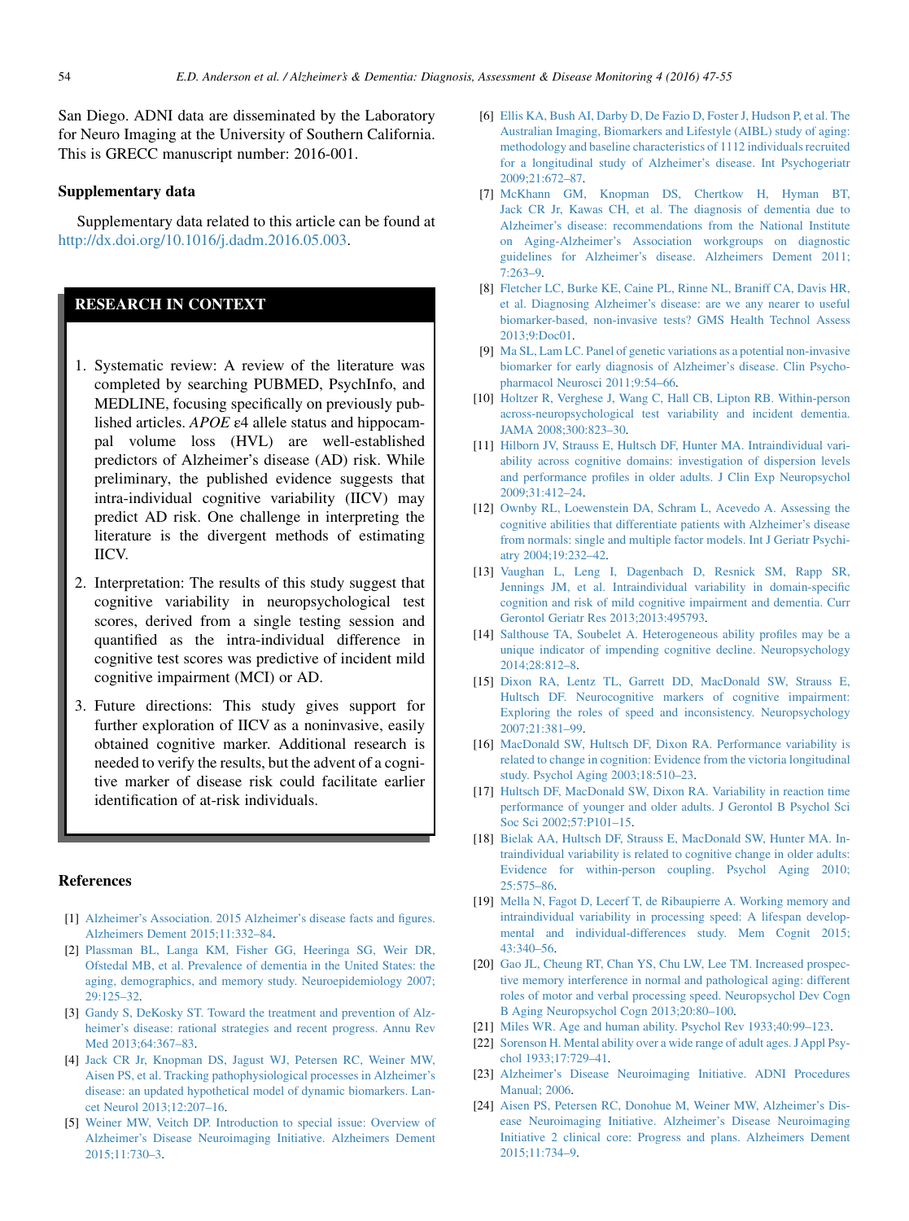San Diego. ADNI data are disseminated by the Laboratory for Neuro Imaging at the University of Southern California. This is GRECC manuscript number: 2016-001.

## Supplementary data

Supplementary data related to this article can be found at http://dx.doi.org/10.1016/j.dadm.2016.05.003.

## RESEARCH IN CONTEXT

1. Systematic review: A review of the literature was completed by searching PUBMED, PsychInfo, and MEDLINE, focusing specifically on previously published articles. *APOE* ε4 allele status and hippocampal volume loss (HVL) are well-established predictors of Alzheimer's disease (AD) risk. While preliminary, the published evidence suggests that intra-individual cognitive variability (IICV) may predict AD risk. One challenge in interpreting the literature is the divergent methods of estimating IICV.
2. Interpretation: The results of this study suggest that cognitive variability in neuropsychological test scores, derived from a single testing session and quantified as the intra-individual difference in cognitive test scores was predictive of incident mild cognitive impairment (MCI) or AD.
3. Future directions: This study gives support for further exploration of IICV as a noninvasive, easily obtained cognitive marker. Additional research is needed to verify the results, but the advent of a cognitive marker of disease risk could facilitate earlier identification of at-risk individuals.

## References

[1] Alzheimer's Association. 2015 Alzheimer's disease facts and figures. Alzheimers Dement 2015;11:332–84.

[2] Plassman BL, Langa KM, Fisher GG, Heeringa SG, Weir DR, Ofstedal MB, et al. Prevalence of dementia in the United States: the aging, demographics, and memory study. Neuroepidemiology 2007;29:125–32.

[3] Gandy S, DeKosky ST. Toward the treatment and prevention of Alzheimer's disease: rational strategies and recent progress. Annu Rev Med 2013;64:367–83.

[4] Jack CR Jr, Knopman DS, Jagust WJ, Petersen RC, Weiner MW, Aisen PS, et al. Tracking pathophysiological processes in Alzheimer's disease: an updated hypothetical model of dynamic biomarkers. Lancet Neurol 2013;12:207–16.

[5] Weiner MW, Veitch DP. Introduction to special issue: Overview of Alzheimer's Disease Neuroimaging Initiative. Alzheimers Dement 2015;11:730–3.

[6] Ellis KA, Bush AI, Darby D, De Fazio D, Foster J, Hudson P, et al. The Australian Imaging, Biomarkers and Lifestyle (AIBL) study of aging: methodology and baseline characteristics of 1112 individuals recruited for a longitudinal study of Alzheimer's disease. Int Psychogeriatr 2009;21:672–87.

[7] McKhann GM, Knopman DS, Chertkow H, Hyman BT, Jack CR Jr, Kawas CH, et al. The diagnosis of dementia due to Alzheimer's disease: recommendations from the National Institute on Aging-Alzheimer's Association workgroups on diagnostic guidelines for Alzheimer's disease. Alzheimers Dement 2011;7:263–9.

[8] Fletcher LC, Burke KE, Caine PL, Rinne NL, Braniff CA, Davis HR, et al. Diagnosing Alzheimer's disease: are we any nearer to useful biomarker-based, non-invasive tests? GMS Health Technol Assess 2013;9:Doc01.

[9] Ma SL, Lam LC. Panel of genetic variations as a potential non-invasive biomarker for early diagnosis of Alzheimer's disease. Clin Psychopharmacol Neurosci 2011;9:54–66.

[10] Holtzer R, Verghese J, Wang C, Hall CB, Lipton RB. Within-person across-neuropsychological test variability and incident dementia. JAMA 2008;300:823–30.

[11] Hilborn JV, Strauss E, Hultsch DF, Hunter MA. Intraindividual variability across cognitive domains: investigation of dispersion levels and performance profiles in older adults. J Clin Exp Neuropsychol 2009;31:412–24.

[12] Ownby RL, Loewenstein DA, Schram L, Acevedo A. Assessing the cognitive abilities that differentiate patients with Alzheimer's disease from normals: single and multiple factor models. Int J Geriatr Psychiatry 2004;19:232–42.

[13] Vaughan L, Leng I, Dagenbach D, Resnick SM, Rapp SR, Jennings JM, et al. Intraindividual variability in domain-specific cognition and risk of mild cognitive impairment and dementia. Curr Gerontol Geriatr Res 2013;2013:495793.

[14] Salthouse TA, Soubelet A. Heterogeneous ability profiles may be a unique indicator of impending cognitive decline. Neuropsychology 2014;28:812–8.

[15] Dixon RA, Lentz TL, Garrett DD, MacDonald SW, Strauss E, Hultsch DF. Neurocognitive markers of cognitive impairment: Exploring the roles of speed and inconsistency. Neuropsychology 2007;21:381–99.

[16] MacDonald SW, Hultsch DF, Dixon RA. Performance variability is related to change in cognition: Evidence from the victoria longitudinal study. Psychol Aging 2003;18:510–23.

[17] Hultsch DF, MacDonald SW, Dixon RA. Variability in reaction time performance of younger and older adults. J Gerontol B Psychol Sci Soc Sci 2002;57:P101–15.

[18] Bielak AA, Hultsch DF, Strauss E, MacDonald SW, Hunter MA. Intraindividual variability is related to cognitive change in older adults: Evidence for within-person coupling. Psychol Aging 2010;25:575–86.

[19] Mella N, Fagot D, Lecerf T, de Ribaupierre A. Working memory and intraindividual variability in processing speed: A lifespan developmental and individual-differences study. Mem Cognit 2015;43:340–56.

[20] Gao JL, Cheung RT, Chan YS, Chu LW, Lee TM. Increased prospective memory interference in normal and pathological aging: different roles of motor and verbal processing speed. Neuropsychol Dev Cogn B Aging Neuropsychol Cogn 2013;20:80–100.

[21] Miles WR. Age and human ability. Psychol Rev 1933;40:99–123.

[22] Sorenson H. Mental ability over a wide range of adult ages. J Appl Psychol 1933;17:729–41.

[23] Alzheimer's Disease Neuroimaging Initiative. ADNI Procedures Manual; 2006.

[24] Aisen PS, Petersen RC, Donohue M, Weiner MW, Alzheimer's Disease Neuroimaging Initiative. Alzheimer's Disease Neuroimaging Initiative 2 clinical core: Progress and plans. Alzheimers Dement 2015;11:734–9.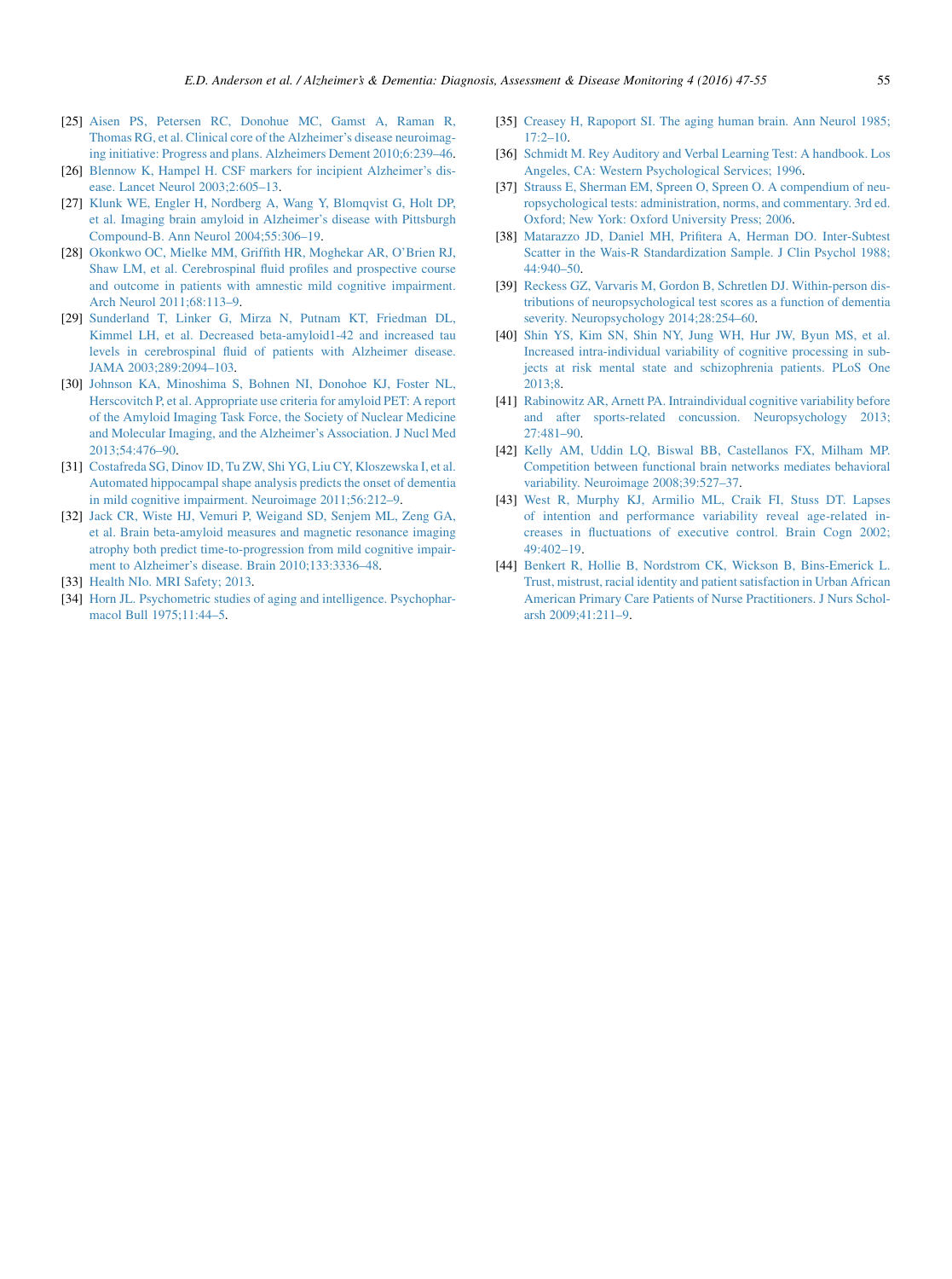[25] Aisen PS, Petersen RC, Donohue MC, Gamst A, Raman R, Thomas RG, et al. Clinical core of the Alzheimer's disease neuroimaging initiative: Progress and plans. Alzheimers Dement 2010;6:239–46.

[26] Blennow K, Hampel H. CSF markers for incipient Alzheimer's disease. Lancet Neurol 2003;2:605–13.

[27] Klunk WE, Engler H, Nordberg A, Wang Y, Blomqvist G, Holt DP, et al. Imaging brain amyloid in Alzheimer's disease with Pittsburgh Compound-B. Ann Neurol 2004;55:306–19.

[28] Okonkwo OC, Mielke MM, Griffith HR, Moghekar AR, O'Brien RJ, Shaw LM, et al. Cerebrospinal fluid profiles and prospective course and outcome in patients with amnestic mild cognitive impairment. Arch Neurol 2011;68:113–9.

[29] Sunderland T, Linker G, Mirza N, Putnam KT, Friedman DL, Kimmel LH, et al. Decreased beta-amyloid1-42 and increased tau levels in cerebrospinal fluid of patients with Alzheimer disease. JAMA 2003;289:2094–103.

[30] Johnson KA, Minoshima S, Bohnen NI, Donohoe KJ, Foster NL, Herscovitch P, et al. Appropriate use criteria for amyloid PET: A report of the Amyloid Imaging Task Force, the Society of Nuclear Medicine and Molecular Imaging, and the Alzheimer's Association. J Nucl Med 2013;54:476–90.

[31] Costafreda SG, Dinov ID, Tu ZW, Shi YG, Liu CY, Kloszewska I, et al. Automated hippocampal shape analysis predicts the onset of dementia in mild cognitive impairment. Neuroimage 2011;56:212–9.

[32] Jack CR, Wiste HJ, Vemuri P, Weigand SD, Senjem ML, Zeng GA, et al. Brain beta-amyloid measures and magnetic resonance imaging atrophy both predict time-to-progression from mild cognitive impairment to Alzheimer's disease. Brain 2010;133:3336–48.

[33] Health NIo. MRI Safety; 2013.

[34] Horn JL. Psychometric studies of aging and intelligence. Psychopharmacol Bull 1975;11:44–5.

[35] Creasey H, Rapoport SI. The aging human brain. Ann Neurol 1985;17:2–10.

[36] Schmidt M. Rey Auditory and Verbal Learning Test: A handbook. Los Angeles, CA: Western Psychological Services; 1996.

[37] Strauss E, Sherman EM, Spreen O, Spreen O. A compendium of neuropsychological tests: administration, norms, and commentary. 3rd ed. Oxford; New York: Oxford University Press; 2006.

[38] Matarazzo JD, Daniel MH, Prifitera A, Herman DO. Inter-Subtest Scatter in the Wais-R Standardization Sample. J Clin Psychol 1988;44:940–50.

[39] Reckess GZ, Varvaris M, Gordon B, Schretlen DJ. Within-person distributions of neuropsychological test scores as a function of dementia severity. Neuropsychology 2014;28:254–60.

[40] Shin YS, Kim SN, Shin NY, Jung WH, Hur JW, Byun MS, et al. Increased intra-individual variability of cognitive processing in subjects at risk mental state and schizophrenia patients. PLoS One 2013;8.

[41] Rabinowitz AR, Arnett PA. Intraindividual cognitive variability before and after sports-related concussion. Neuropsychology 2013;27:481–90.

[42] Kelly AM, Uddin LQ, Biswal BB, Castellanos FX, Milham MP. Competition between functional brain networks mediates behavioral variability. Neuroimage 2008;39:527–37.

[43] West R, Murphy KJ, Armilio ML, Craik FI, Stuss DT. Lapses of intention and performance variability reveal age-related increases in fluctuations of executive control. Brain Cogn 2002;49:402–19.

[44] Benkert R, Hollie B, Nordstrom CK, Wickson B, Bins-Emerick L. Trust, mistrust, racial identity and patient satisfaction in Urban African American Primary Care Patients of Nurse Practitioners. J Nurs Scholarsh 2009;41:211–9.